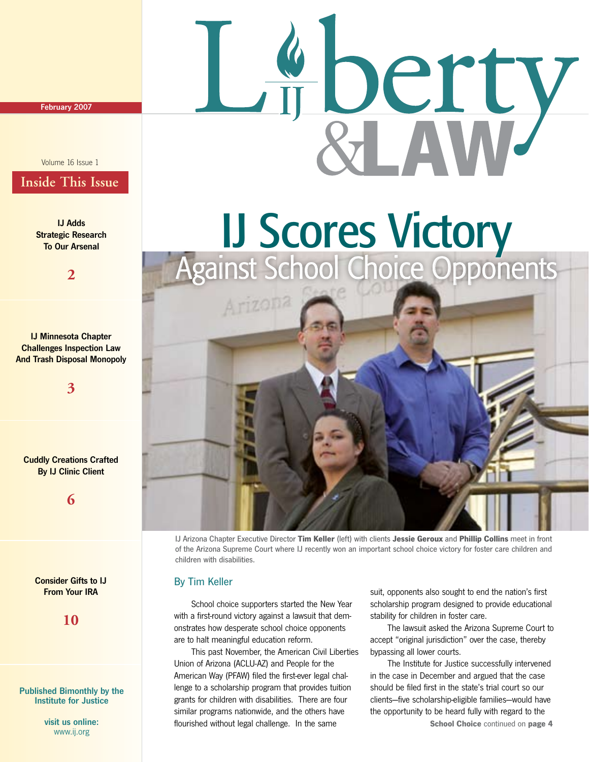February 2007

Volume 16 Issue 1

# Liberty & Law

## Inside This Issue

**IJ Adds Strategic Research To Our Arsenal** — 2

**IJ Minnesota Chapter Challenges Inspection Law And Trash Disposal Monopoly** — 3

**Cuddly Creations Crafted By IJ Clinic Client** — 6

**Consider Gifts to IJ From Your IRA** — 10

**Published Bimonthly by the Institute for Justice**

**visit us online:** www.ij.org

# IJ Scores Victory Against School Choice Opponents

IJ Arizona Chapter Executive Director **Tim Keller** (left) with clients **Jessie Geroux** and **Phillip Collins** meet in front of the Arizona Supreme Court where IJ recently won an important school choice victory for foster care children and children with disabilities.

### By Tim Keller

School choice supporters started the New Year with a first-round victory against a lawsuit that demonstrates how desperate school choice opponents are to halt meaningful education reform.

This past November, the American Civil Liberties Union of Arizona (ACLU-AZ) and People for the American Way (PFAW) filed the first-ever legal challenge to a scholarship program that provides tuition grants for children with disabilities. There are four similar programs nationwide, and the others have flourished without legal challenge. In the same suit, opponents also sought to end the nation's first scholarship program designed to provide educational stability for children in foster care.

The lawsuit asked the Arizona Supreme Court to accept "original jurisdiction" over the case, thereby bypassing all lower courts.

The Institute for Justice successfully intervened in the case in December and argued that the case should be filed first in the state's trial court so our clients—five scholarship-eligible families—would have the opportunity to be heard fully with regard to the

**School Choice** continued on **page 4**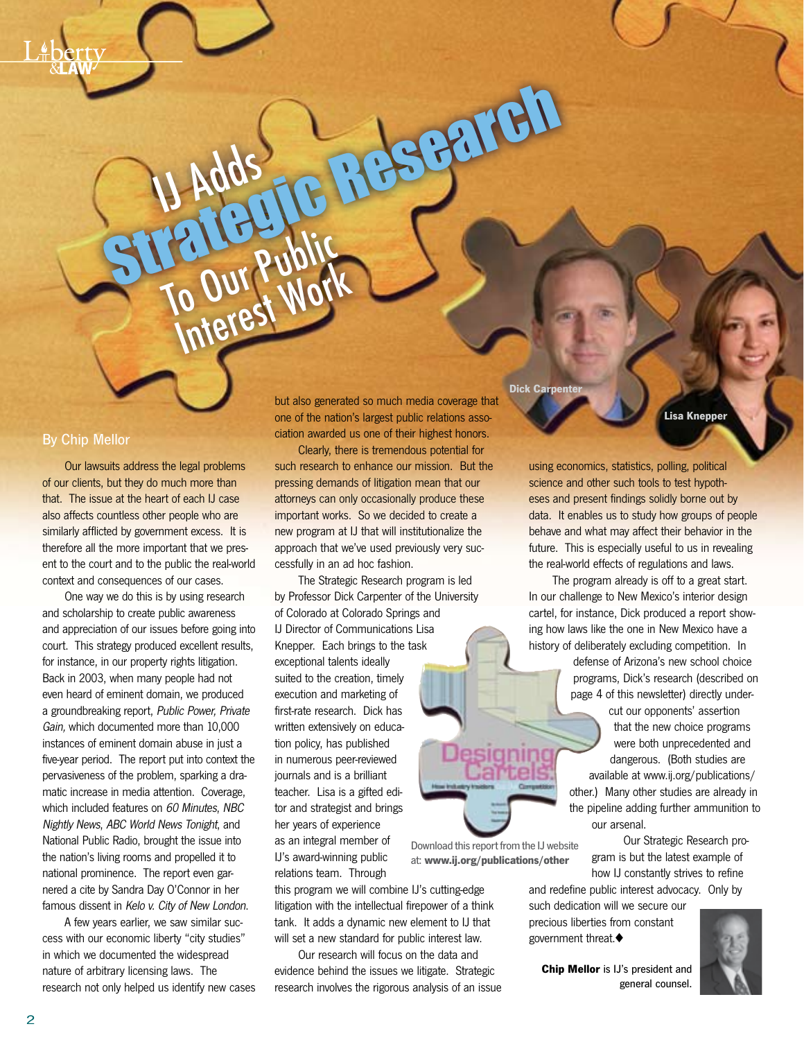# IJ Adds Strategic Research To Our Public Interest Work

By Chip Mellor

Our lawsuits address the legal problems of our clients, but they do much more than that. The issue at the heart of each IJ case also affects countless other people who are similarly afflicted by government excess. It is therefore all the more important that we present to the court and to the public the real-world context and consequences of our cases.

One way we do this is by using research and scholarship to create public awareness and appreciation of our issues before going into court. This strategy produced excellent results, for instance, in our property rights litigation. Back in 2003, when many people had not even heard of eminent domain, we produced a groundbreaking report, *Public Power, Private Gain,* which documented more than 10,000 instances of eminent domain abuse in just a five-year period. The report put into context the pervasiveness of the problem, sparking a dramatic increase in media attention. Coverage, which included features on *60 Minutes*, *NBC Nightly News*, *ABC World News Tonight*, and National Public Radio, brought the issue into the nation's living rooms and propelled it to national prominence. The report even garnered a cite by Sandra Day O'Connor in her famous dissent in *Kelo v. City of New London.*

A few years earlier, we saw similar success with our economic liberty "city studies" in which we documented the widespread nature of arbitrary licensing laws. The research not only helped us identify new cases but also generated so much media coverage that one of the nation's largest public relations association awarded us one of their highest honors.

Clearly, there is tremendous potential for such research to enhance our mission. But the pressing demands of litigation mean that our attorneys can only occasionally produce these important works. So we decided to create a new program at IJ that will institutionalize the approach that we've used previously very successfully in an ad hoc fashion.

The Strategic Research program is led by Professor Dick Carpenter of the University of Colorado at Colorado Springs and IJ Director of Communications Lisa Knepper. Each brings to the task exceptional talents ideally suited to the creation, timely execution and marketing of first-rate research. Dick has written extensively on education policy, has published in numerous peer-reviewed journals and is a brilliant teacher. Lisa is a gifted editor and strategist and brings her years of experience as an integral member of IJ's award-winning public relations team. Through this program we will combine IJ's cutting-edge litigation with the intellectual firepower of a think tank. It adds a dynamic new element to IJ that will set a new standard for public interest law.

Our research will focus on the data and evidence behind the issues we litigate. Strategic research involves the rigorous analysis of an issue using economics, statistics, polling, political science and other such tools to test hypotheses and present findings solidly borne out by data. It enables us to study how groups of people behave and what may affect their behavior in the future. This is especially useful to us in revealing the real-world effects of regulations and laws.

Dick Carpenter

Lisa Knepper

Download this report from the IJ website at: **www.ij.org/publications/other**

The program already is off to a great start. In our challenge to New Mexico's interior design cartel, for instance, Dick produced a report showing how laws like the one in New Mexico have a history of deliberately excluding competition. In defense of Arizona's new school choice programs, Dick's research (described on page 4 of this newsletter) directly undercut our opponents' assertion that the new choice programs were both unprecedented and dangerous. (Both studies are available at www.ij.org/publications/other.) Many other studies are already in the pipeline adding further ammunition to our arsenal.

Our Strategic Research program is but the latest example of how IJ constantly strives to refine and redefine public interest advocacy. Only by such dedication will we secure our precious liberties from constant government threat.♦

**Chip Mellor** is IJ's president and general counsel.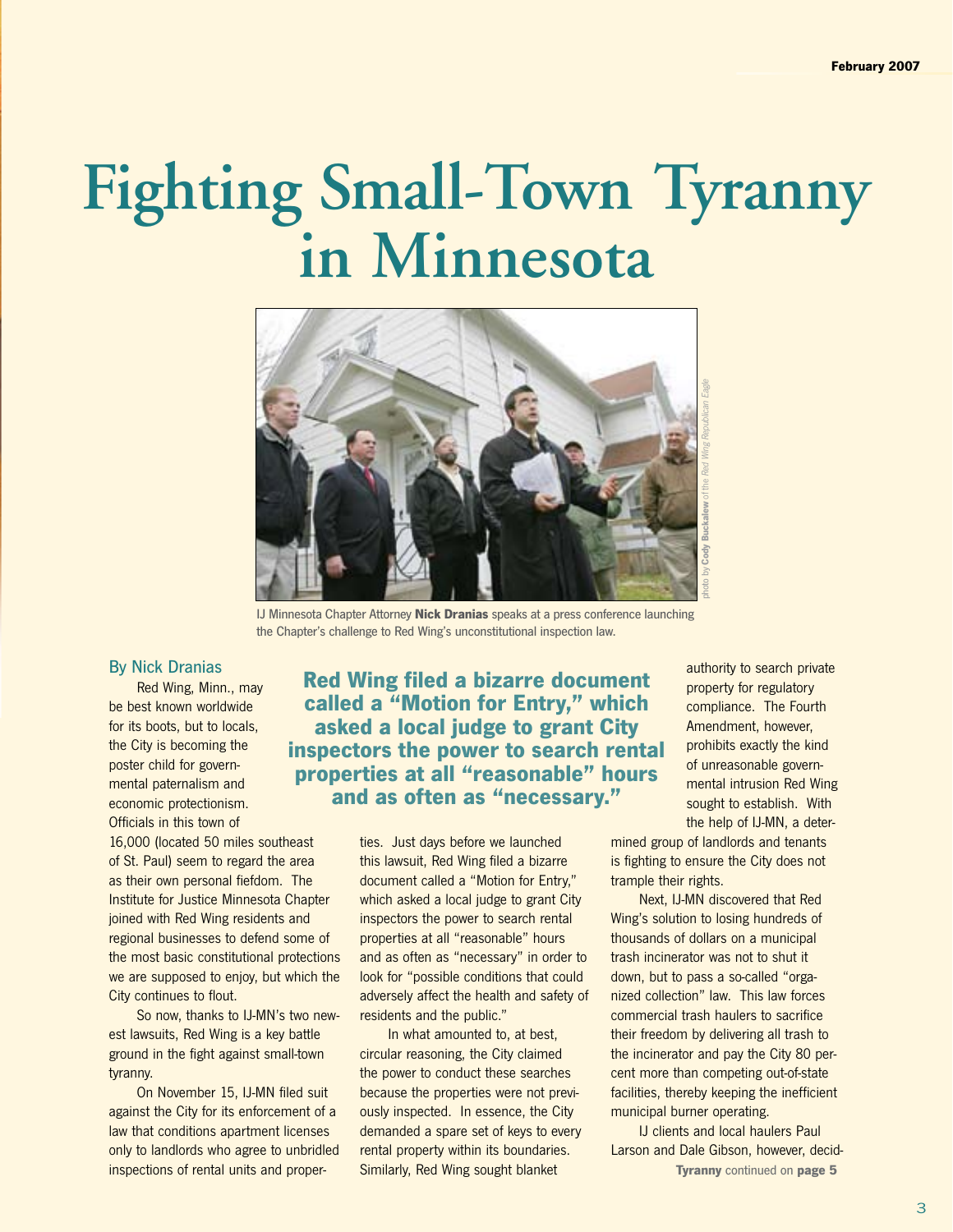February 2007

# Fighting Small-Town Tyranny in Minnesota

IJ Minnesota Chapter Attorney **Nick Dranias** speaks at a press conference launching the Chapter's challenge to Red Wing's unconstitutional inspection law.

photo by **Cody Buckalew** of the *Red Wing Republican Eagle*

By Nick Dranias

Red Wing, Minn., may be best known worldwide for its boots, but to locals, the City is becoming the poster child for governmental paternalism and economic protectionism. Officials in this town of 16,000 (located 50 miles southeast of St. Paul) seem to regard the area as their own personal fiefdom. The Institute for Justice Minnesota Chapter joined with Red Wing residents and regional businesses to defend some of the most basic constitutional protections we are supposed to enjoy, but which the City continues to flout.

So now, thanks to IJ-MN's two newest lawsuits, Red Wing is a key battle ground in the fight against small-town tyranny.

On November 15, IJ-MN filed suit against the City for its enforcement of a law that conditions apartment licenses only to landlords who agree to unbridled inspections of rental units and properties. Just days before we launched this lawsuit, Red Wing filed a bizarre document called a "Motion for Entry," which asked a local judge to grant City inspectors the power to search rental properties at all "reasonable" hours and as often as "necessary" in order to look for "possible conditions that could adversely affect the health and safety of residents and the public."

**Red Wing filed a bizarre document called a "Motion for Entry," which asked a local judge to grant City inspectors the power to search rental properties at all "reasonable" hours and as often as "necessary."**

In what amounted to, at best, circular reasoning, the City claimed the power to conduct these searches because the properties were not previously inspected. In essence, the City demanded a spare set of keys to every rental property within its boundaries. Similarly, Red Wing sought blanket authority to search private property for regulatory compliance. The Fourth Amendment, however, prohibits exactly the kind of unreasonable governmental intrusion Red Wing sought to establish. With the help of IJ-MN, a determined group of landlords and tenants is fighting to ensure the City does not trample their rights.

Next, IJ-MN discovered that Red Wing's solution to losing hundreds of thousands of dollars on a municipal trash incinerator was not to shut it down, but to pass a so-called "organized collection" law. This law forces commercial trash haulers to sacrifice their freedom by delivering all trash to the incinerator and pay the City 80 percent more than competing out-of-state facilities, thereby keeping the inefficient municipal burner operating.

IJ clients and local haulers Paul Larson and Dale Gibson, however, decid-

**Tyranny** continued on **page 5**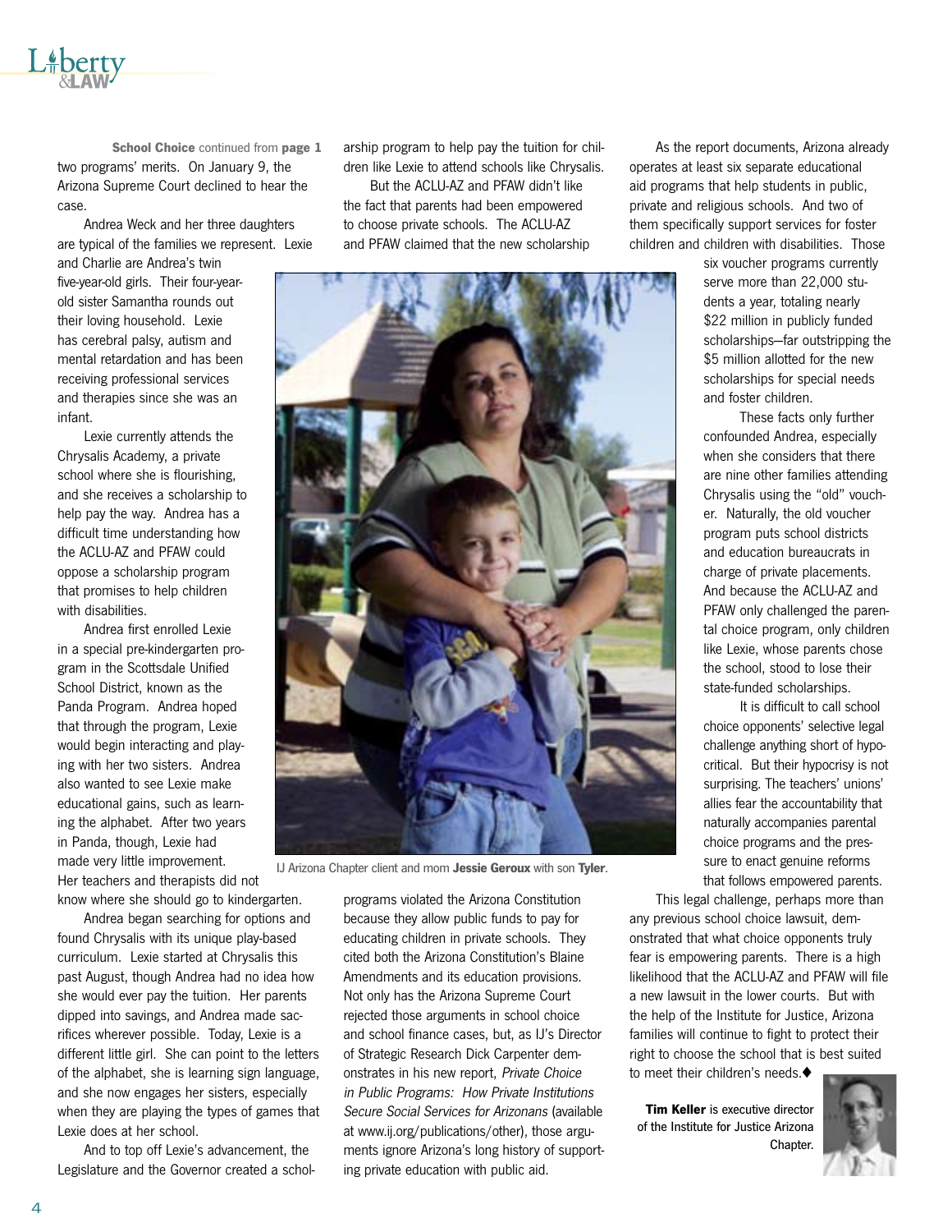**School Choice** continued from **page 1**

two programs' merits. On January 9, the Arizona Supreme Court declined to hear the case.

Andrea Weck and her three daughters are typical of the families we represent. Lexie and Charlie are Andrea's twin five-year-old girls. Their four-year-old sister Samantha rounds out their loving household. Lexie has cerebral palsy, autism and mental retardation and has been receiving professional services and therapies since she was an infant.

Lexie currently attends the Chrysalis Academy, a private school where she is flourishing, and she receives a scholarship to help pay the way. Andrea has a difficult time understanding how the ACLU-AZ and PFAW could oppose a scholarship program that promises to help children with disabilities.

Andrea first enrolled Lexie in a special pre-kindergarten program in the Scottsdale Unified School District, known as the Panda Program. Andrea hoped that through the program, Lexie would begin interacting and playing with her two sisters. Andrea also wanted to see Lexie make educational gains, such as learning the alphabet. After two years in Panda, though, Lexie had made very little improvement. Her teachers and therapists did not know where she should go to kindergarten.

Andrea began searching for options and found Chrysalis with its unique play-based curriculum. Lexie started at Chrysalis this past August, though Andrea had no idea how she would ever pay the tuition. Her parents dipped into savings, and Andrea made sacrifices wherever possible. Today, Lexie is a different little girl. She can point to the letters of the alphabet, she is learning sign language, and she now engages her sisters, especially when they are playing the types of games that Lexie does at her school.

And to top off Lexie's advancement, the Legislature and the Governor created a scholarship program to help pay the tuition for children like Lexie to attend schools like Chrysalis.

But the ACLU-AZ and PFAW didn't like the fact that parents had been empowered to choose private schools. The ACLU-AZ and PFAW claimed that the new scholarship programs violated the Arizona Constitution because they allow public funds to pay for educating children in private schools. They cited both the Arizona Constitution's Blaine Amendments and its education provisions. Not only has the Arizona Supreme Court rejected those arguments in school choice and school finance cases, but, as IJ's Director of Strategic Research Dick Carpenter demonstrates in his new report, *Private Choice in Public Programs: How Private Institutions Secure Social Services for Arizonans* (available at www.ij.org/publications/other), those arguments ignore Arizona's long history of supporting private education with public aid.

IJ Arizona Chapter client and mom **Jessie Geroux** with son **Tyler**.

As the report documents, Arizona already operates at least six separate educational aid programs that help students in public, private and religious schools. And two of them specifically support services for foster children and children with disabilities. Those six voucher programs currently serve more than 22,000 students a year, totaling nearly $22 million in publicly funded scholarships—far outstripping the $5 million allotted for the new scholarships for special needs and foster children.

These facts only further confounded Andrea, especially when she considers that there are nine other families attending Chrysalis using the "old" voucher. Naturally, the old voucher program puts school districts and education bureaucrats in charge of private placements. And because the ACLU-AZ and PFAW only challenged the parental choice program, only children like Lexie, whose parents chose the school, stood to lose their state-funded scholarships.

It is difficult to call school choice opponents' selective legal challenge anything short of hypocritical. But their hypocrisy is not surprising. The teachers' unions' allies fear the accountability that naturally accompanies parental choice programs and the pressure to enact genuine reforms that follows empowered parents.

This legal challenge, perhaps more than any previous school choice lawsuit, demonstrated that what choice opponents truly fear is empowering parents. There is a high likelihood that the ACLU-AZ and PFAW will file a new lawsuit in the lower courts. But with the help of the Institute for Justice, Arizona families will continue to fight to protect their right to choose the school that is best suited to meet their children's needs.◆

**Tim Keller** is executive director of the Institute for Justice Arizona Chapter.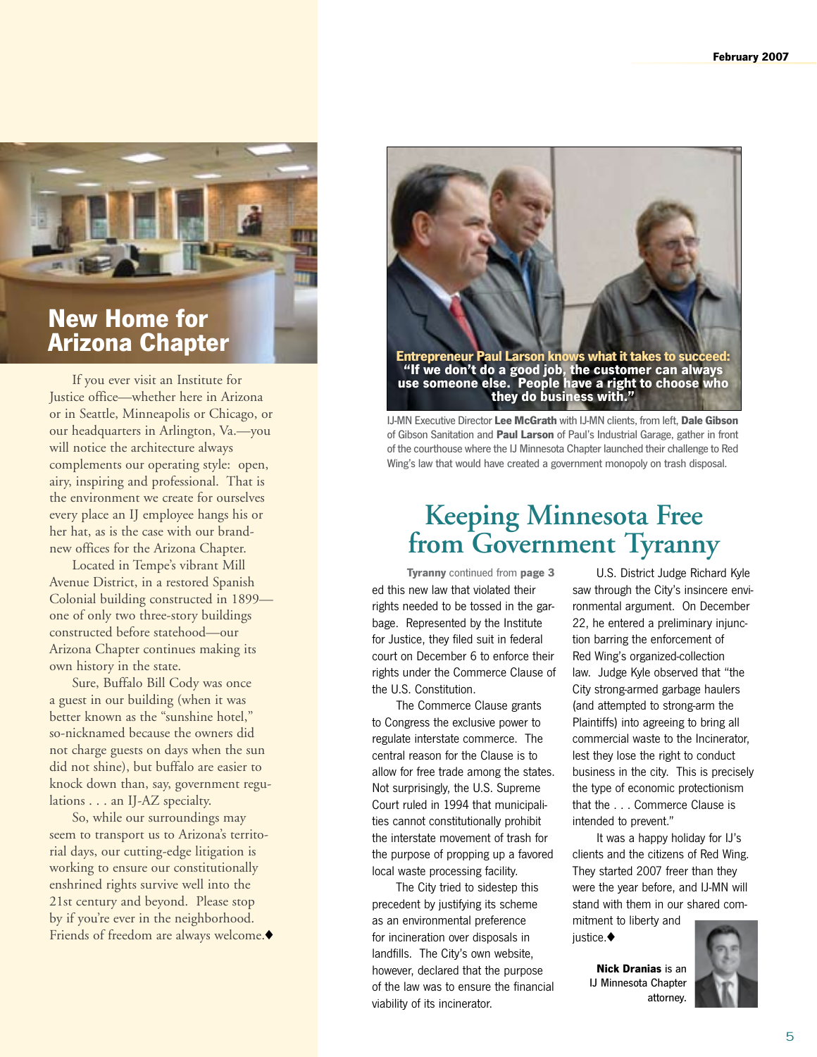## New Home for Arizona Chapter

If you ever visit an Institute for Justice office—whether here in Arizona or in Seattle, Minneapolis or Chicago, or our headquarters in Arlington, Va.—you will notice the architecture always complements our operating style: open, airy, inspiring and professional. That is the environment we create for ourselves every place an IJ employee hangs his or her hat, as is the case with our brand-new offices for the Arizona Chapter.

Located in Tempe's vibrant Mill Avenue District, in a restored Spanish Colonial building constructed in 1899—one of only two three-story buildings constructed before statehood—our Arizona Chapter continues making its own history in the state.

Sure, Buffalo Bill Cody was once a guest in our building (when it was better known as the "sunshine hotel," so-nicknamed because the owners did not charge guests on days when the sun did not shine), but buffalo are easier to knock down than, say, government regulations . . . an IJ-AZ specialty.

So, while our surroundings may seem to transport us to Arizona's territorial days, our cutting-edge litigation is working to ensure our constitutionally enshrined rights survive well into the 21st century and beyond. Please stop by if you're ever in the neighborhood. Friends of freedom are always welcome.♦

**Entrepreneur Paul Larson knows what it takes to succeed: "If we don't do a good job, the customer can always use someone else. People have a right to choose who they do business with."**

IJ-MN Executive Director **Lee McGrath** with IJ-MN clients, from left, **Dale Gibson** of Gibson Sanitation and **Paul Larson** of Paul's Industrial Garage, gather in front of the courthouse where the IJ Minnesota Chapter launched their challenge to Red Wing's law that would have created a government monopoly on trash disposal.

# Keeping Minnesota Free from Government Tyranny

**Tyranny** continued from **page 3**

ed this new law that violated their rights needed to be tossed in the garbage. Represented by the Institute for Justice, they filed suit in federal court on December 6 to enforce their rights under the Commerce Clause of the U.S. Constitution.

The Commerce Clause grants to Congress the exclusive power to regulate interstate commerce. The central reason for the Clause is to allow for free trade among the states. Not surprisingly, the U.S. Supreme Court ruled in 1994 that municipalities cannot constitutionally prohibit the interstate movement of trash for the purpose of propping up a favored local waste processing facility.

The City tried to sidestep this precedent by justifying its scheme as an environmental preference for incineration over disposals in landfills. The City's own website, however, declared that the purpose of the law was to ensure the financial viability of its incinerator.

U.S. District Judge Richard Kyle saw through the City's insincere environmental argument. On December 22, he entered a preliminary injunction barring the enforcement of Red Wing's organized-collection law. Judge Kyle observed that "the City strong-armed garbage haulers (and attempted to strong-arm the Plaintiffs) into agreeing to bring all commercial waste to the Incinerator, lest they lose the right to conduct business in the city. This is precisely the type of economic protectionism that the . . . Commerce Clause is intended to prevent."

It was a happy holiday for IJ's clients and the citizens of Red Wing. They started 2007 freer than they were the year before, and IJ-MN will stand with them in our shared commitment to liberty and justice.♦

**Nick Dranias** is an IJ Minnesota Chapter attorney.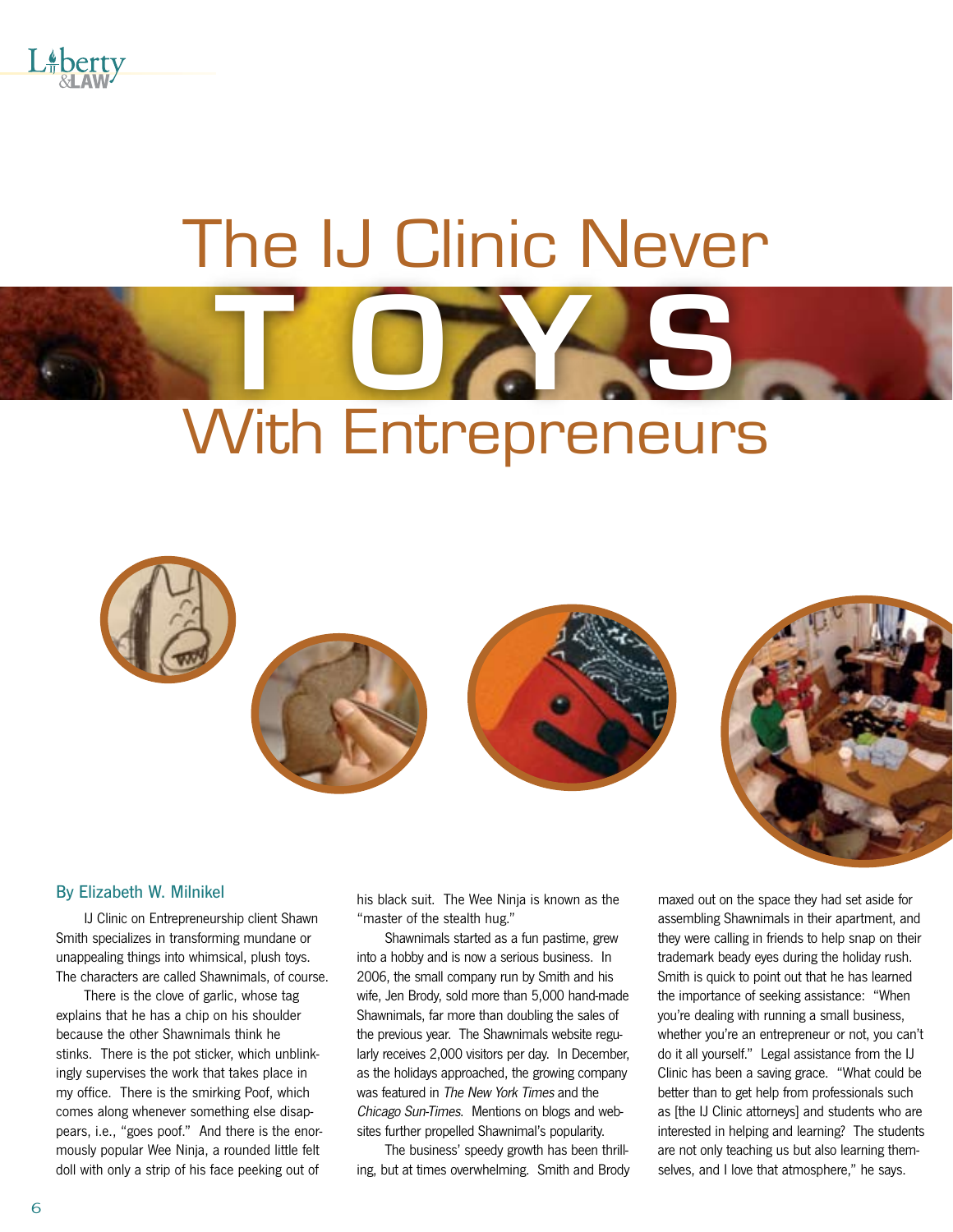# The IJ Clinic Never TOYS With Entrepreneurs

By Elizabeth W. Milnikel

IJ Clinic on Entrepreneurship client Shawn Smith specializes in transforming mundane or unappealing things into whimsical, plush toys. The characters are called Shawnimals, of course.

There is the clove of garlic, whose tag explains that he has a chip on his shoulder because the other Shawnimals think he stinks. There is the pot sticker, which unblinkingly supervises the work that takes place in my office. There is the smirking Poof, which comes along whenever something else disappears, i.e., "goes poof." And there is the enormously popular Wee Ninja, a rounded little felt doll with only a strip of his face peeking out of his black suit. The Wee Ninja is known as the "master of the stealth hug."

Shawnimals started as a fun pastime, grew into a hobby and is now a serious business. In 2006, the small company run by Smith and his wife, Jen Brody, sold more than 5,000 hand-made Shawnimals, far more than doubling the sales of the previous year. The Shawnimals website regularly receives 2,000 visitors per day. In December, as the holidays approached, the growing company was featured in *The New York Times* and the *Chicago Sun-Times*. Mentions on blogs and websites further propelled Shawnimal's popularity.

The business' speedy growth has been thrilling, but at times overwhelming. Smith and Brody maxed out on the space they had set aside for assembling Shawnimals in their apartment, and they were calling in friends to help snap on their trademark beady eyes during the holiday rush. Smith is quick to point out that he has learned the importance of seeking assistance: "When you're dealing with running a small business, whether you're an entrepreneur or not, you can't do it all yourself." Legal assistance from the IJ Clinic has been a saving grace. "What could be better than to get help from professionals such as [the IJ Clinic attorneys] and students who are interested in helping and learning? The students are not only teaching us but also learning themselves, and I love that atmosphere," he says.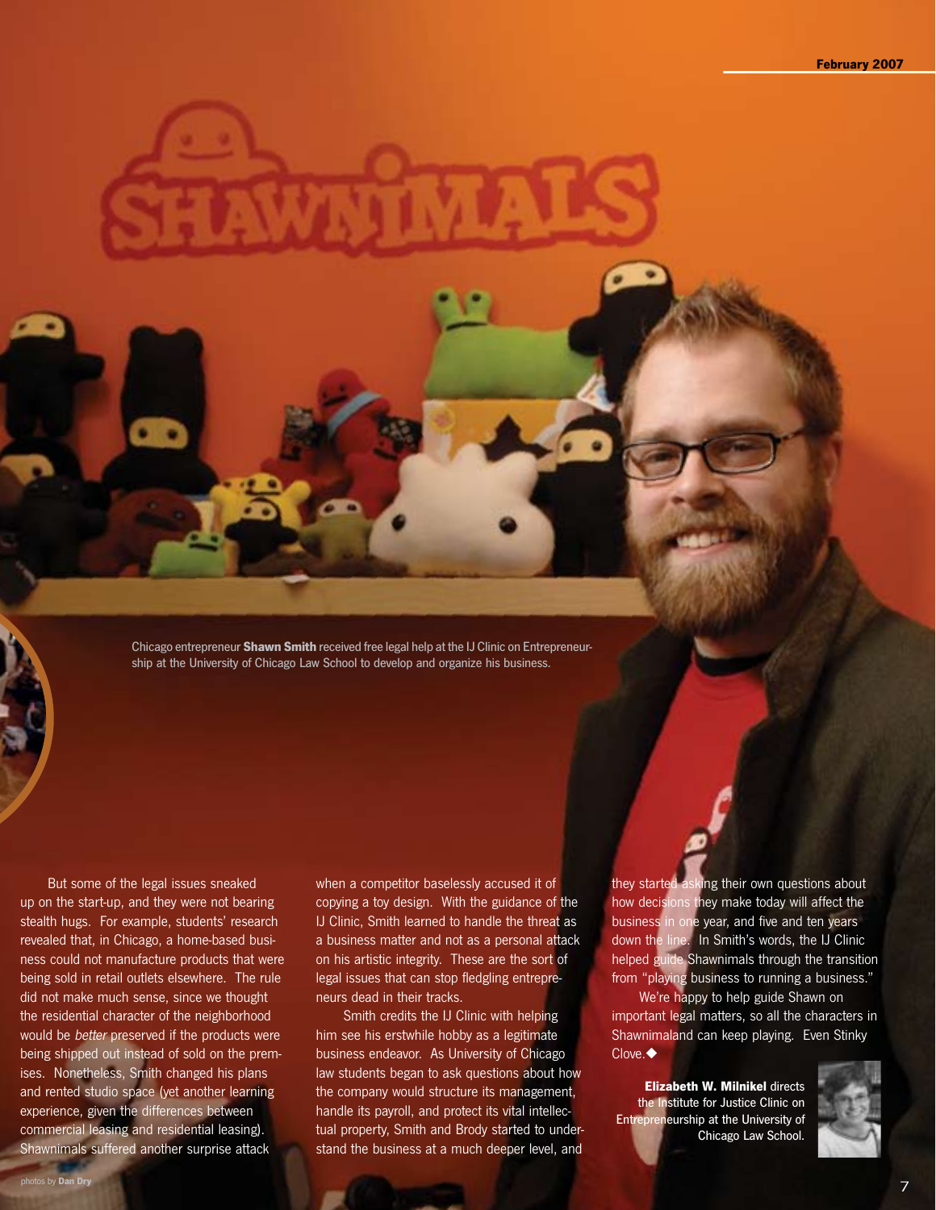Chicago entrepreneur **Shawn Smith** received free legal help at the IJ Clinic on Entrepreneurship at the University of Chicago Law School to develop and organize his business.

But some of the legal issues sneaked up on the start-up, and they were not bearing stealth hugs. For example, students' research revealed that, in Chicago, a home-based business could not manufacture products that were being sold in retail outlets elsewhere. The rule did not make much sense, since we thought the residential character of the neighborhood would be *better* preserved if the products were being shipped out instead of sold on the premises. Nonetheless, Smith changed his plans and rented studio space (yet another learning experience, given the differences between commercial leasing and residential leasing). Shawnimals suffered another surprise attack when a competitor baselessly accused it of copying a toy design. With the guidance of the IJ Clinic, Smith learned to handle the threat as a business matter and not as a personal attack on his artistic integrity. These are the sort of legal issues that can stop fledgling entrepreneurs dead in their tracks.

Smith credits the IJ Clinic with helping him see his erstwhile hobby as a legitimate business endeavor. As University of Chicago law students began to ask questions about how the company would structure its management, handle its payroll, and protect its vital intellectual property, Smith and Brody started to understand the business at a much deeper level, and they started asking their own questions about how decisions they make today will affect the business in one year, and five and ten years down the line. In Smith's words, the IJ Clinic helped guide Shawnimals through the transition from "playing business to running a business."

We're happy to help guide Shawn on important legal matters, so all the characters in Shawnimaland can keep playing. Even Stinky Clove.◆

**Elizabeth W. Milnikel** directs the Institute for Justice Clinic on Entrepreneurship at the University of Chicago Law School.

photos by **Dan Dry**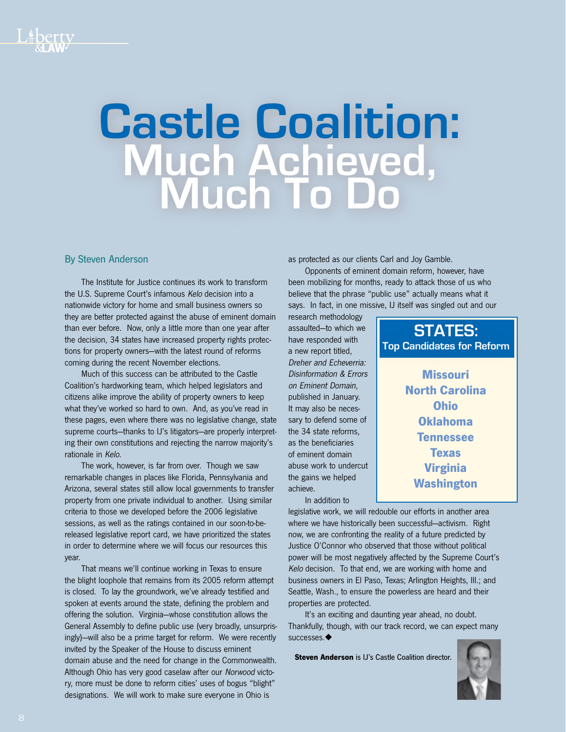# Castle Coalition: Much Achieved, Much To Do

By Steven Anderson

The Institute for Justice continues its work to transform the U.S. Supreme Court's infamous *Kelo* decision into a nationwide victory for home and small business owners so they are better protected against the abuse of eminent domain than ever before. Now, only a little more than one year after the decision, 34 states have increased property rights protections for property owners—with the latest round of reforms coming during the recent November elections.

Much of this success can be attributed to the Castle Coalition's hardworking team, which helped legislators and citizens alike improve the ability of property owners to keep what they've worked so hard to own. And, as you've read in these pages, even where there was no legislative change, state supreme courts—thanks to IJ's litigators—are properly interpreting their own constitutions and rejecting the narrow majority's rationale in *Kelo*.

The work, however, is far from over. Though we saw remarkable changes in places like Florida, Pennsylvania and Arizona, several states still allow local governments to transfer property from one private individual to another. Using similar criteria to those we developed before the 2006 legislative sessions, as well as the ratings contained in our soon-to-be-released legislative report card, we have prioritized the states in order to determine where we will focus our resources this year.

That means we'll continue working in Texas to ensure the blight loophole that remains from its 2005 reform attempt is closed. To lay the groundwork, we've already testified and spoken at events around the state, defining the problem and offering the solution. Virginia—whose constitution allows the General Assembly to define public use (very broadly, unsurprisingly)—will also be a prime target for reform. We were recently invited by the Speaker of the House to discuss eminent domain abuse and the need for change in the Commonwealth. Although Ohio has very good caselaw after our *Norwood* victory, more must be done to reform cities' uses of bogus "blight" designations. We will work to make sure everyone in Ohio is as protected as our clients Carl and Joy Gamble.

Opponents of eminent domain reform, however, have been mobilizing for months, ready to attack those of us who believe that the phrase "public use" actually means what it says. In fact, in one missive, IJ itself was singled out and our research methodology assaulted—to which we have responded with a new report titled, *Dreher and Echeverria: Disinformation & Errors on Eminent Domain*, published in January. It may also be necessary to defend some of the 34 state reforms, as the beneficiaries of eminent domain abuse work to undercut the gains we helped achieve.

In addition to legislative work, we will redouble our efforts in another area where we have historically been successful—activism. Right now, we are confronting the reality of a future predicted by Justice O'Connor who observed that those without political power will be most negatively affected by the Supreme Court's *Kelo* decision. To that end, we are working with home and business owners in El Paso, Texas; Arlington Heights, Ill.; and Seattle, Wash., to ensure the powerless are heard and their properties are protected.

It's an exciting and daunting year ahead, no doubt. Thankfully, though, with our track record, we can expect many successes.◆

**STATES:**
**Top Candidates for Reform**

- Missouri
- North Carolina
- Ohio
- Oklahoma
- Tennessee
- Texas
- Virginia
- Washington

**Steven Anderson** is IJ's Castle Coalition director.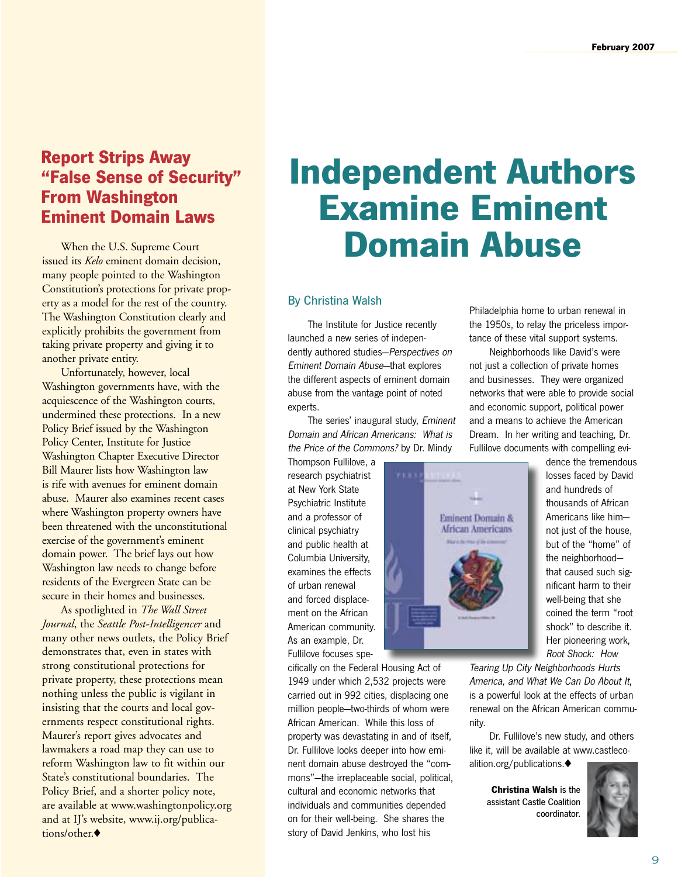## Report Strips Away "False Sense of Security" From Washington Eminent Domain Laws

When the U.S. Supreme Court issued its *Kelo* eminent domain decision, many people pointed to the Washington Constitution's protections for private property as a model for the rest of the country. The Washington Constitution clearly and explicitly prohibits the government from taking private property and giving it to another private entity.

Unfortunately, however, local Washington governments have, with the acquiescence of the Washington courts, undermined these protections. In a new Policy Brief issued by the Washington Policy Center, Institute for Justice Washington Chapter Executive Director Bill Maurer lists how Washington law is rife with avenues for eminent domain abuse. Maurer also examines recent cases where Washington property owners have been threatened with the unconstitutional exercise of the government's eminent domain power. The brief lays out how Washington law needs to change before residents of the Evergreen State can be secure in their homes and businesses.

As spotlighted in *The Wall Street Journal*, the *Seattle Post-Intelligencer* and many other news outlets, the Policy Brief demonstrates that, even in states with strong constitutional protections for private property, these protections mean nothing unless the public is vigilant in insisting that the courts and local governments respect constitutional rights. Maurer's report gives advocates and lawmakers a road map they can use to reform Washington law to fit within our State's constitutional boundaries. The Policy Brief, and a shorter policy note, are available at www.washingtonpolicy.org and at IJ's website, www.ij.org/publications/other.♦

# Independent Authors Examine Eminent Domain Abuse

By Christina Walsh

The Institute for Justice recently launched a new series of independently authored studies—*Perspectives on Eminent Domain Abuse*—that explores the different aspects of eminent domain abuse from the vantage point of noted experts.

The series' inaugural study, *Eminent Domain and African Americans: What is the Price of the Commons?* by Dr. Mindy Thompson Fullilove, a research psychiatrist at New York State Psychiatric Institute and a professor of clinical psychiatry and public health at Columbia University, examines the effects of urban renewal and forced displacement on the African American community. As an example, Dr. Fullilove focuses specifically on the Federal Housing Act of 1949 under which 2,532 projects were carried out in 992 cities, displacing one million people—two-thirds of whom were African American. While this loss of property was devastating in and of itself, Dr. Fullilove looks deeper into how eminent domain abuse destroyed the "commons"—the irreplaceable social, political, cultural and economic networks that individuals and communities depended on for their well-being. She shares the story of David Jenkins, who lost his Philadelphia home to urban renewal in the 1950s, to relay the priceless importance of these vital support systems.

Neighborhoods like David's were not just a collection of private homes and businesses. They were organized networks that were able to provide social and economic support, political power and a means to achieve the American Dream. In her writing and teaching, Dr. Fullilove documents with compelling evidence the tremendous losses faced by David and hundreds of thousands of African Americans like him—not just of the house, but of the "home" of the neighborhood—that caused such significant harm to their well-being that she coined the term "root shock" to describe it. Her pioneering work, *Root Shock: How Tearing Up City Neighborhoods Hurts America, and What We Can Do About It*, is a powerful look at the effects of urban renewal on the African American community.

Dr. Fullilove's new study, and others like it, will be available at www.castlecoalition.org/publications.♦

**Christina Walsh** is the assistant Castle Coalition coordinator.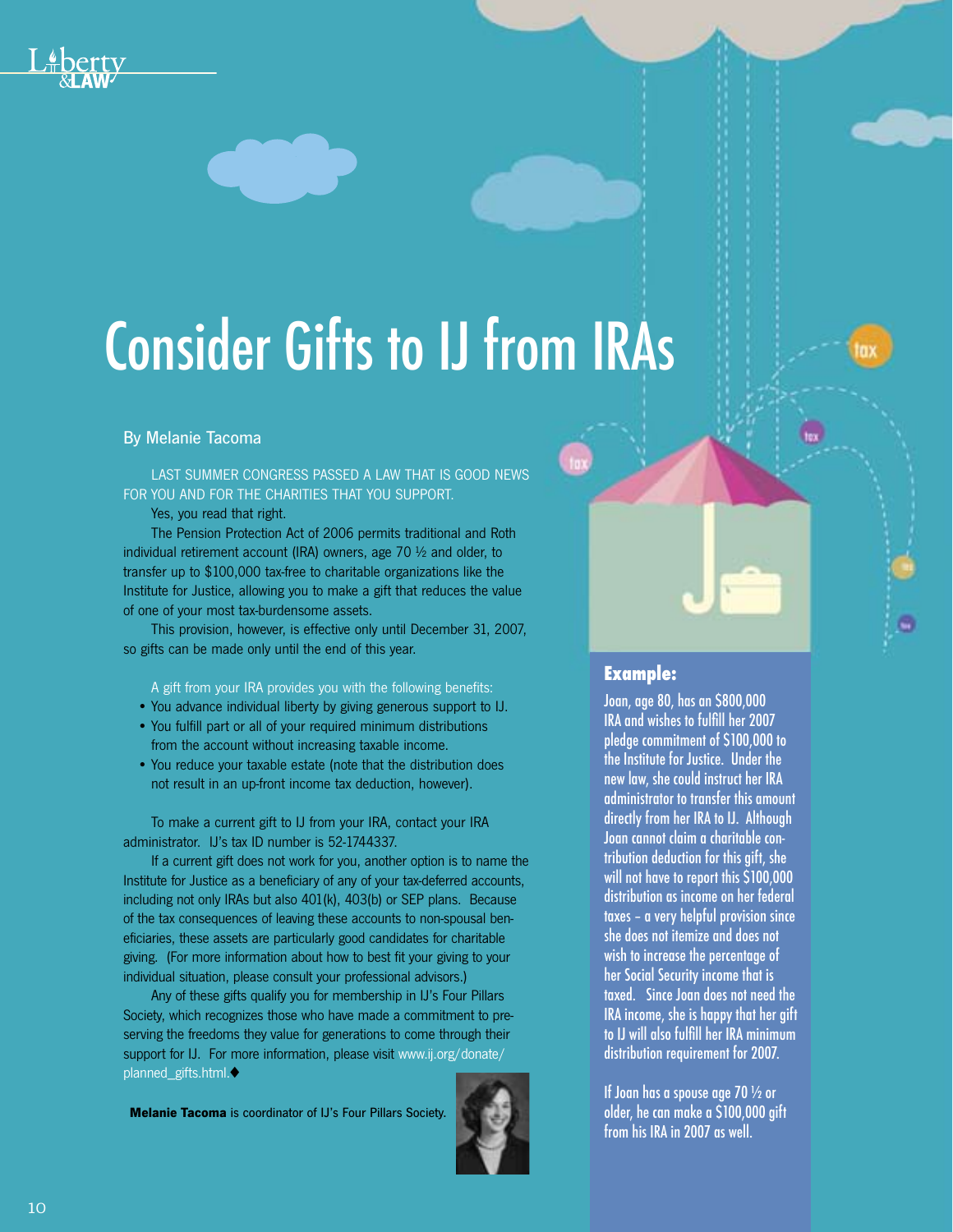# Consider Gifts to IJ from IRAs

By Melanie Tacoma

LAST SUMMER CONGRESS PASSED A LAW THAT IS GOOD NEWS FOR YOU AND FOR THE CHARITIES THAT YOU SUPPORT.

Yes, you read that right.

The Pension Protection Act of 2006 permits traditional and Roth individual retirement account (IRA) owners, age 70 ½ and older, to transfer up to $100,000 tax-free to charitable organizations like the Institute for Justice, allowing you to make a gift that reduces the value of one of your most tax-burdensome assets.

This provision, however, is effective only until December 31, 2007, so gifts can be made only until the end of this year.

A gift from your IRA provides you with the following benefits:

- You advance individual liberty by giving generous support to IJ.
- You fulfill part or all of your required minimum distributions from the account without increasing taxable income.
- You reduce your taxable estate (note that the distribution does not result in an up-front income tax deduction, however).

To make a current gift to IJ from your IRA, contact your IRA administrator. IJ's tax ID number is 52-1744337.

If a current gift does not work for you, another option is to name the Institute for Justice as a beneficiary of any of your tax-deferred accounts, including not only IRAs but also 401(k), 403(b) or SEP plans. Because of the tax consequences of leaving these accounts to non-spousal beneficiaries, these assets are particularly good candidates for charitable giving. (For more information about how to best fit your giving to your individual situation, please consult your professional advisors.)

Any of these gifts qualify you for membership in IJ's Four Pillars Society, which recognizes those who have made a commitment to preserving the freedoms they value for generations to come through their support for IJ. For more information, please visit www.ij.org/donate/planned_gifts.html.◆

**Melanie Tacoma** is coordinator of IJ's Four Pillars Society.

### Example:

Joan, age 80, has an $800,000 IRA and wishes to fulfill her 2007 pledge commitment of $100,000 to the Institute for Justice. Under the new law, she could instruct her IRA administrator to transfer this amount directly from her IRA to IJ. Although Joan cannot claim a charitable contribution deduction for this gift, she will not have to report this $100,000 distribution as income on her federal taxes – a very helpful provision since she does not itemize and does not wish to increase the percentage of her Social Security income that is taxed. Since Joan does not need the IRA income, she is happy that her gift to IJ will also fulfill her IRA minimum distribution requirement for 2007.

If Joan has a spouse age 70 ½ or older, he can make a $100,000 gift from his IRA in 2007 as well.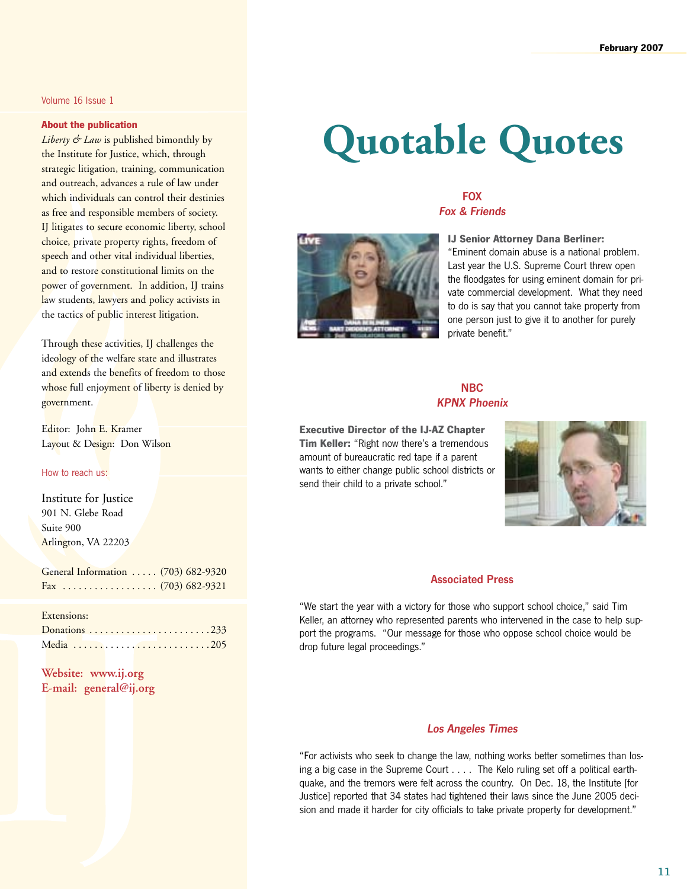Volume 16 Issue 1

**About the publication**

*Liberty & Law* is published bimonthly by the Institute for Justice, which, through strategic litigation, training, communication and outreach, advances a rule of law under which individuals can control their destinies as free and responsible members of society. IJ litigates to secure economic liberty, school choice, private property rights, freedom of speech and other vital individual liberties, and to restore constitutional limits on the power of government. In addition, IJ trains law students, lawyers and policy activists in the tactics of public interest litigation.

Through these activities, IJ challenges the ideology of the welfare state and illustrates and extends the benefits of freedom to those whose full enjoyment of liberty is denied by government.

Editor: John E. Kramer
Layout & Design: Don Wilson

How to reach us:

Institute for Justice
901 N. Glebe Road
Suite 900
Arlington, VA 22203

General Information . . . . . (703) 682-9320
Fax . . . . . . . . . . . . . . . . . . (703) 682-9321

Extensions:
Donations . . . . . . . . . . . . . . . . . . . . . . .233
Media . . . . . . . . . . . . . . . . . . . . . . . . . .205

**Website: www.ij.org**
**E-mail: general@ij.org**

# Quotable Quotes

### FOX
### *Fox & Friends*

**IJ Senior Attorney Dana Berliner:** "Eminent domain abuse is a national problem. Last year the U.S. Supreme Court threw open the floodgates for using eminent domain for private commercial development. What they need to do is say that you cannot take property from one person just to give it to another for purely private benefit."

### NBC
### *KPNX Phoenix*

**Executive Director of the IJ-AZ Chapter Tim Keller:** "Right now there's a tremendous amount of bureaucratic red tape if a parent wants to either change public school districts or send their child to a private school."

### Associated Press

"We start the year with a victory for those who support school choice," said Tim Keller, an attorney who represented parents who intervened in the case to help support the programs. "Our message for those who oppose school choice would be drop future legal proceedings."

### *Los Angeles Times*

"For activists who seek to change the law, nothing works better sometimes than losing a big case in the Supreme Court . . . . The Kelo ruling set off a political earthquake, and the tremors were felt across the country. On Dec. 18, the Institute [for Justice] reported that 34 states had tightened their laws since the June 2005 decision and made it harder for city officials to take private property for development."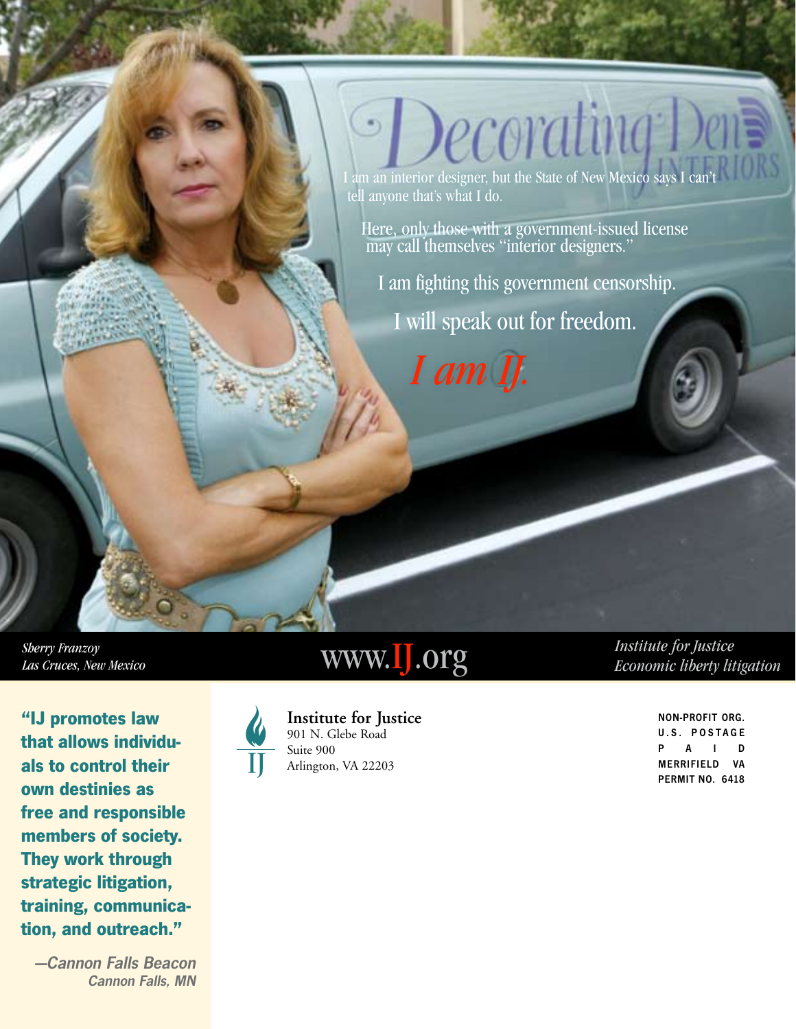I am an interior designer, but the State of New Mexico says I can't tell anyone that's what I do.

Here, only those with a government-issued license may call themselves "interior designers."

I am fighting this government censorship.

I will speak out for freedom.

*I am IJ.*

*Sherry Franzoy*
*Las Cruces, New Mexico*

www.IJ.org

*Institute for Justice*
*Economic liberty litigation*

**"IJ promotes law that allows individuals to control their own destinies as free and responsible members of society. They work through strategic litigation, training, communication, and outreach."**

***—Cannon Falls Beacon***
***Cannon Falls, MN***

**Institute for Justice**
901 N. Glebe Road
Suite 900
Arlington, VA 22203

NON-PROFIT ORG.
U.S. POSTAGE
PAID
MERRIFIELD VA
PERMIT NO. 6418